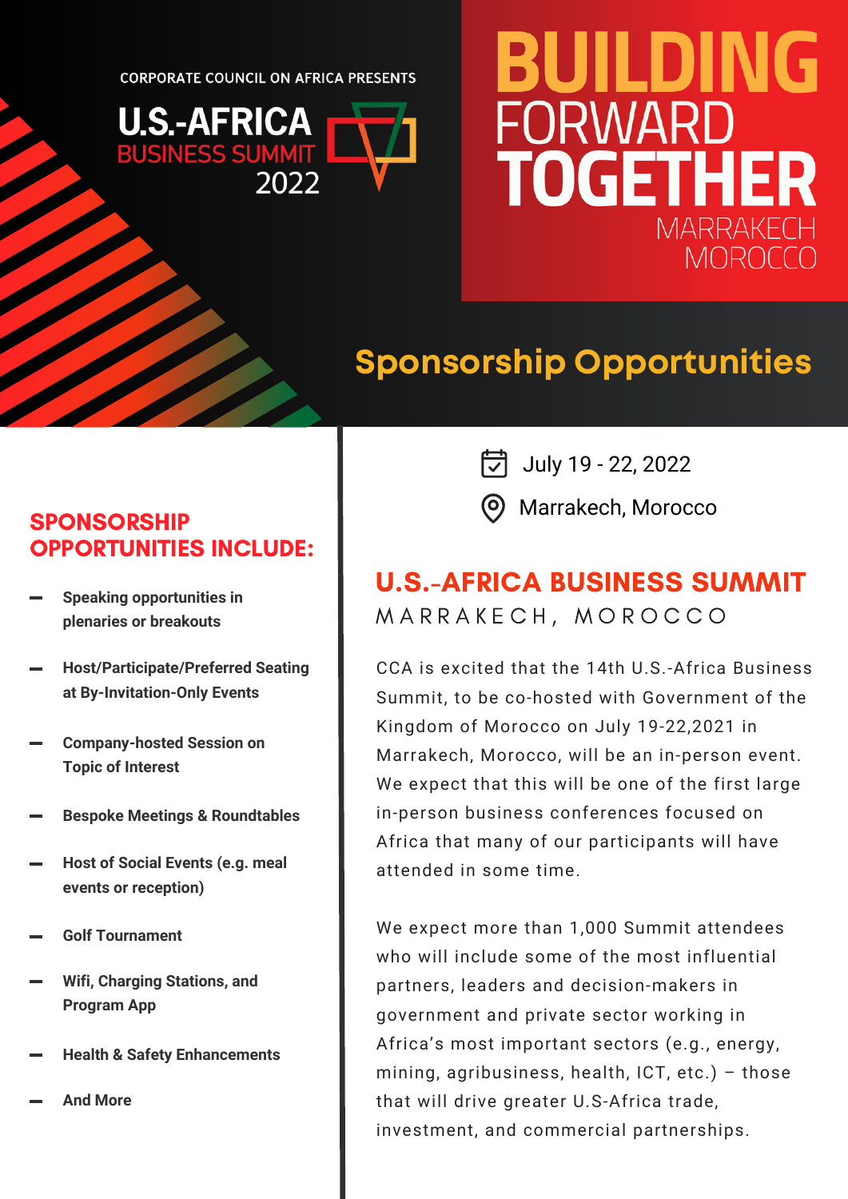CORPORATE COUNCIL ON AFRICA PRESENTS

# U.S.-AFRICA BUSINESS SUMMIT 2022

# BUILDING FORWARD TOGETHER

MARRAKECH MOROCCO

## Sponsorship Opportunities

July 19 - 22, 2022

Marrakech, Morocco

## U.S.-AFRICA BUSINESS SUMMIT

MARRAKECH, MOROCCO

CCA is excited that the 14th U.S.-Africa Business Summit, to be co-hosted with Government of the Kingdom of Morocco on July 19-22,2021 in Marrakech, Morocco, will be an in-person event. We expect that this will be one of the first large in-person business conferences focused on Africa that many of our participants will have attended in some time.

We expect more than 1,000 Summit attendees who will include some of the most influential partners, leaders and decision-makers in government and private sector working in Africa's most important sectors (e.g., energy, mining, agribusiness, health, ICT, etc.) – those that will drive greater U.S-Africa trade, investment, and commercial partnerships.

## SPONSORSHIP OPPORTUNITIES INCLUDE:

- **Speaking opportunities in plenaries or breakouts**
- **Host/Participate/Preferred Seating at By-Invitation-Only Events**
- **Company-hosted Session on Topic of Interest**
- **Bespoke Meetings & Roundtables**
- **Host of Social Events (e.g. meal events or reception)**
- **Golf Tournament**
- **Wifi, Charging Stations, and Program App**
- **Health & Safety Enhancements**
- **And More**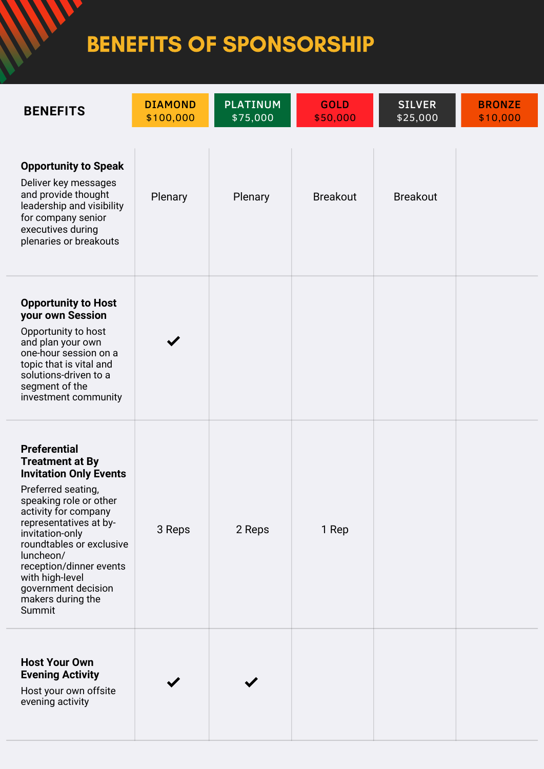# BENEFITS OF SPONSORSHIP

| BENEFITS | DIAMOND $100,000 | PLATINUM $75,000 | GOLD $50,000 | SILVER $25,000 | BRONZE $10,000 |
|---|---|---|---|---|---|
| **Opportunity to Speak** Deliver key messages and provide thought leadership and visibility for company senior executives during plenaries or breakouts | Plenary | Plenary | Breakout | Breakout | |
| **Opportunity to Host your own Session** Opportunity to host and plan your own one-hour session on a topic that is vital and solutions-driven to a segment of the investment community | ✔ | | | | |
| **Preferential Treatment at By Invitation Only Events** Preferred seating, speaking role or other activity for company representatives at by-invitation-only roundtables or exclusive luncheon/ reception/dinner events with high-level government decision makers during the Summit | 3 Reps | 2 Reps | 1 Rep | | |
| **Host Your Own Evening Activity** Host your own offsite evening activity | ✔ | ✔ | | | |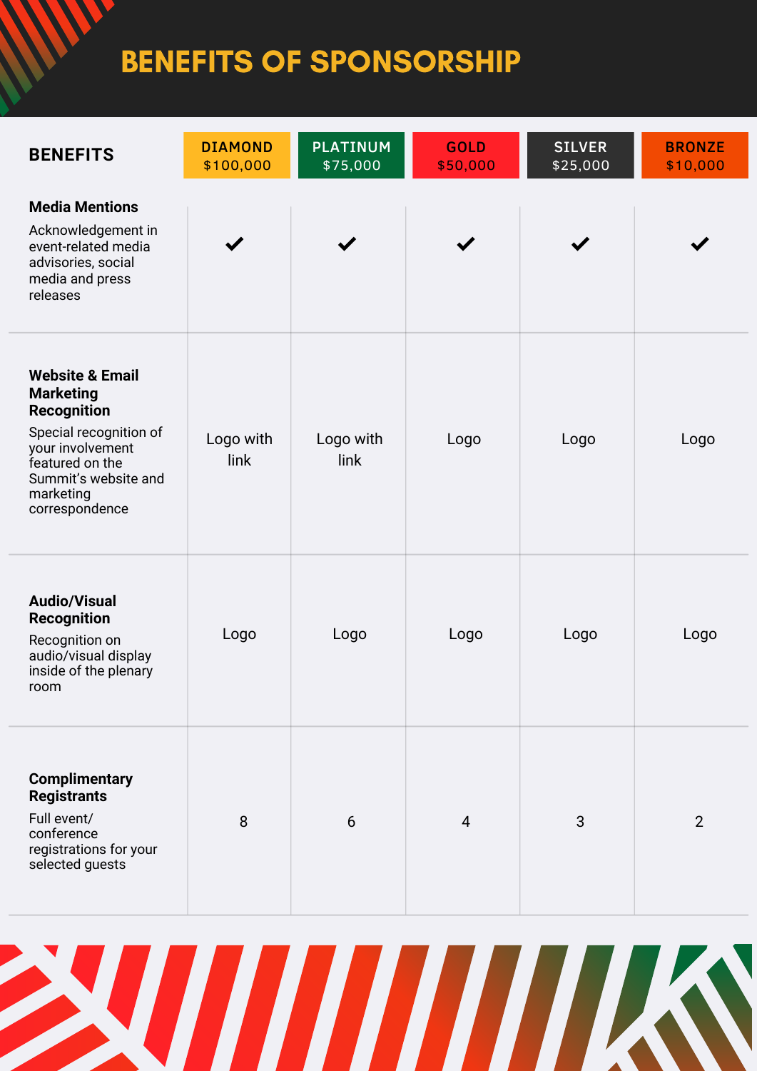# BENEFITS OF SPONSORSHIP

| BENEFITS | DIAMOND $100,000 | PLATINUM $75,000 | GOLD $50,000 | SILVER $25,000 | BRONZE $10,000 |
|---|---|---|---|---|---|
| **Media Mentions** Acknowledgement in event-related media advisories, social media and press releases | ✔ | ✔ | ✔ | ✔ | ✔ |
| **Website & Email Marketing Recognition** Special recognition of your involvement featured on the Summit's website and marketing correspondence | Logo with link | Logo with link | Logo | Logo | Logo |
| **Audio/Visual Recognition** Recognition on audio/visual display inside of the plenary room | Logo | Logo | Logo | Logo | Logo |
| **Complimentary Registrants** Full event/ conference registrations for your selected guests | 8 | 6 | 4 | 3 | 2 |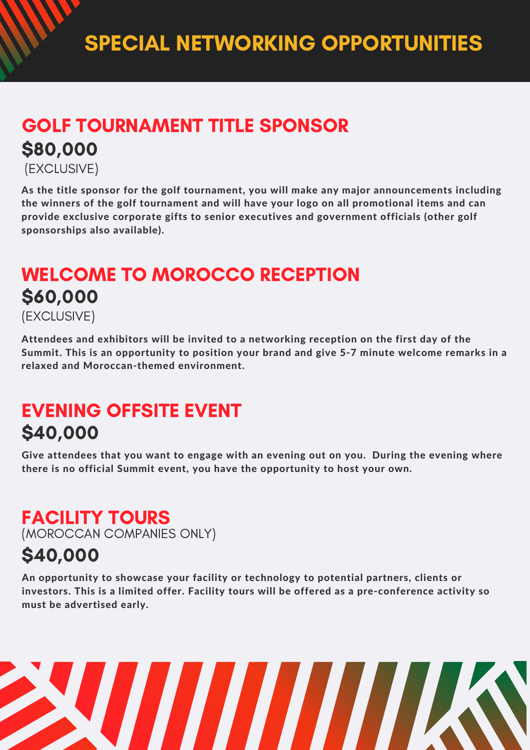# SPECIAL NETWORKING OPPORTUNITIES

## GOLF TOURNAMENT TITLE SPONSOR

### $80,000

(EXCLUSIVE)

**As the title sponsor for the golf tournament, you will make any major announcements including the winners of the golf tournament and will have your logo on all promotional items and can provide exclusive corporate gifts to senior executives and government officials (other golf sponsorships also available).**

## WELCOME TO MOROCCO RECEPTION

### $60,000

(EXCLUSIVE)

**Attendees and exhibitors will be invited to a networking reception on the first day of the Summit. This is an opportunity to position your brand and give 5-7 minute welcome remarks in a relaxed and Moroccan-themed environment.**

## EVENING OFFSITE EVENT

### $40,000

**Give attendees that you want to engage with an evening out on you. During the evening where there is no official Summit event, you have the opportunity to host your own.**

## FACILITY TOURS

(MOROCCAN COMPANIES ONLY)

### $40,000

**An opportunity to showcase your facility or technology to potential partners, clients or investors. This is a limited offer. Facility tours will be offered as a pre-conference activity so must be advertised early.**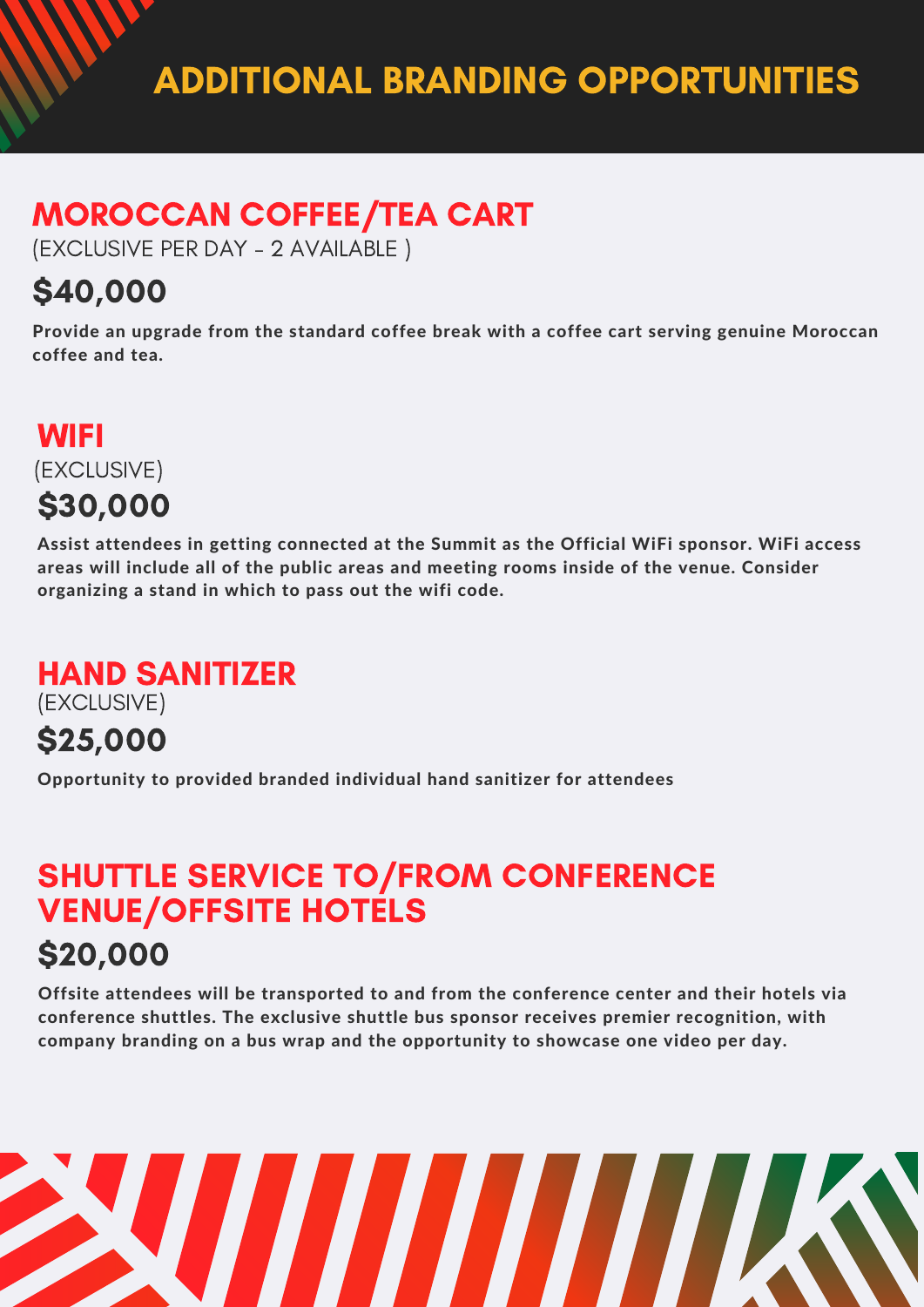# ADDITIONAL BRANDING OPPORTUNITIES

## MOROCCAN COFFEE/TEA CART

(EXCLUSIVE PER DAY - 2 AVAILABLE )

### $40,000

**Provide an upgrade from the standard coffee break with a coffee cart serving genuine Moroccan coffee and tea.**

## WIFI

(EXCLUSIVE)

### $30,000

**Assist attendees in getting connected at the Summit as the Official WiFi sponsor. WiFi access areas will include all of the public areas and meeting rooms inside of the venue. Consider organizing a stand in which to pass out the wifi code.**

## HAND SANITIZER

(EXCLUSIVE)

### $25,000

**Opportunity to provided branded individual hand sanitizer for attendees**

## SHUTTLE SERVICE TO/FROM CONFERENCE VENUE/OFFSITE HOTELS

### $20,000

**Offsite attendees will be transported to and from the conference center and their hotels via conference shuttles. The exclusive shuttle bus sponsor receives premier recognition, with company branding on a bus wrap and the opportunity to showcase one video per day.**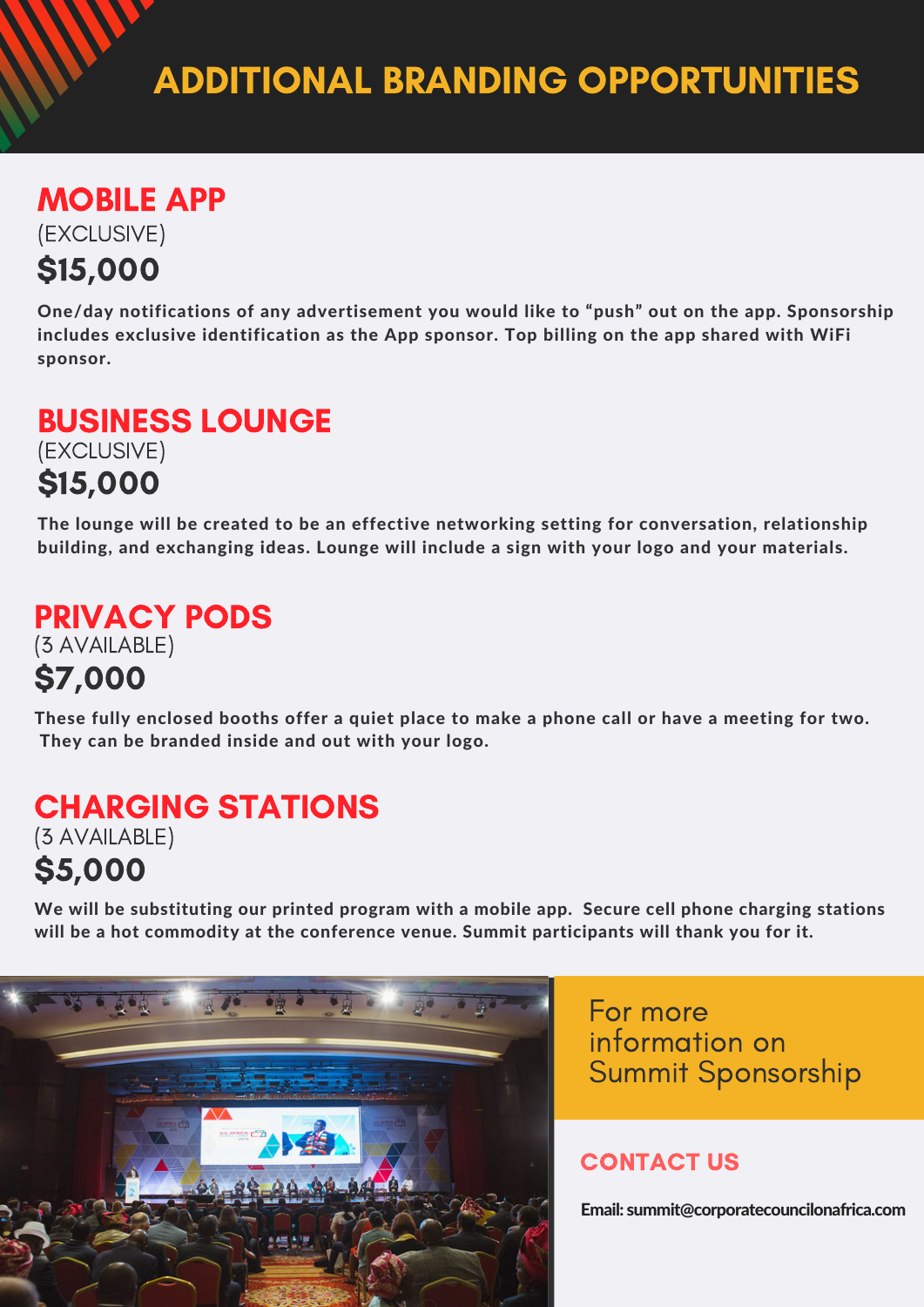# ADDITIONAL BRANDING OPPORTUNITIES

## MOBILE APP

(EXCLUSIVE)

### $15,000

**One/day notifications of any advertisement you would like to "push" out on the app. Sponsorship includes exclusive identification as the App sponsor. Top billing on the app shared with WiFi sponsor.**

## BUSINESS LOUNGE

(EXCLUSIVE)

### $15,000

**The lounge will be created to be an effective networking setting for conversation, relationship building, and exchanging ideas. Lounge will include a sign with your logo and your materials.**

## PRIVACY PODS

(3 AVAILABLE)

### $7,000

**These fully enclosed booths offer a quiet place to make a phone call or have a meeting for two. They can be branded inside and out with your logo.**

## CHARGING STATIONS

(3 AVAILABLE)

### $5,000

**We will be substituting our printed program with a mobile app. Secure cell phone charging stations will be a hot commodity at the conference venue. Summit participants will thank you for it.**

For more information on Summit Sponsorship

## CONTACT US

**Email: summit@corporatecouncilonafrica.com**